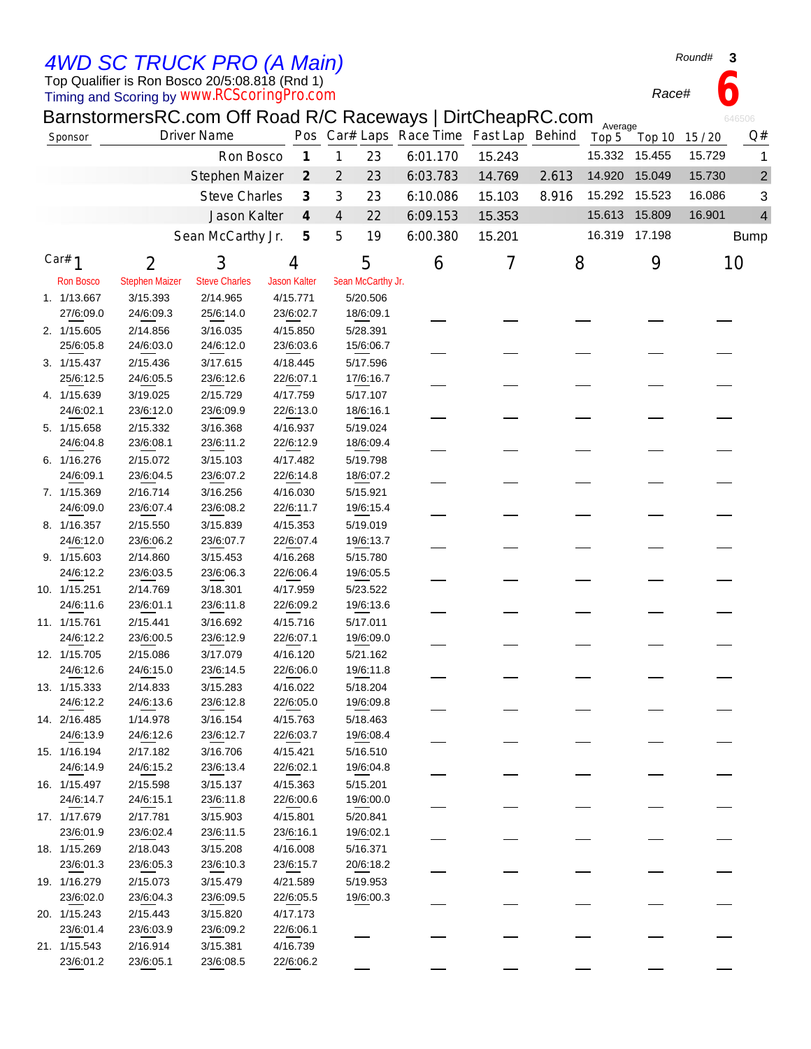# *4WD SC TRUCK PRO (A Main)*

Round# **3**

Top Qualifier is Ron Bosco 20/5:08.818 (Rnd 1)

Timing and Scoring by www.RCScoringPro.com

Race# **6**

## BarnstormersRC.com Off Road R/C Raceways | DirtCheapRC.com

646506

| Sponsor | Driver Name | Pos | Car# | Laps | Race Time | Fast Lap | Behind | Average Top 5 | Top 10 | 15 / 20 | Q# |
|---|---|---|---|---|---|---|---|---|---|---|---|
| | Ron Bosco | 1 | 1 | 23 | 6:01.170 | 15.243 | | 15.332 | 15.455 | 15.729 | 1 |
| | Stephen Maizer | 2 | 2 | 23 | 6:03.783 | 14.769 | 2.613 | 14.920 | 15.049 | 15.730 | 2 |
| | Steve Charles | 3 | 3 | 23 | 6:10.086 | 15.103 | 8.916 | 15.292 | 15.523 | 16.086 | 3 |
| | Jason Kalter | 4 | 4 | 22 | 6:09.153 | 15.353 | | 15.613 | 15.809 | 16.901 | 4 |
| | Sean McCarthy Jr. | 5 | 5 | 19 | 6:00.380 | 15.201 | | 16.319 | 17.198 | | Bump |

| Lap | Car# 1 Ron Bosco | 2 Stephen Maizer | 3 Steve Charles | 4 Jason Kalter | 5 Sean McCarthy Jr. | 6 | 7 | 8 | 9 | 10 |
|---|---|---|---|---|---|---|---|---|---|---|
| 1. | 1/13.667 27/6:09.0 | 3/15.393 24/6:09.3 | 2/14.965 25/6:14.0 | 4/15.771 23/6:02.7 | 5/20.506 18/6:09.1 | | | | | |
| 2. | 1/15.605 25/6:05.8 | 2/14.856 24/6:03.0 | 3/16.035 24/6:12.0 | 4/15.850 23/6:03.6 | 5/28.391 15/6:06.7 | | | | | |
| 3. | 1/15.437 25/6:12.5 | 2/15.436 24/6:05.5 | 3/17.615 23/6:12.6 | 4/18.445 22/6:07.1 | 5/17.596 17/6:16.7 | | | | | |
| 4. | 1/15.639 24/6:02.1 | 3/19.025 23/6:12.0 | 2/15.729 23/6:09.9 | 4/17.759 22/6:13.0 | 5/17.107 18/6:16.1 | | | | | |
| 5. | 1/15.658 24/6:04.8 | 2/15.332 23/6:08.1 | 3/16.368 23/6:11.2 | 4/16.937 22/6:12.9 | 5/19.024 18/6:09.4 | | | | | |
| 6. | 1/16.276 24/6:09.1 | 2/15.072 23/6:04.5 | 3/15.103 23/6:07.2 | 4/17.482 22/6:14.8 | 5/19.798 18/6:07.2 | | | | | |
| 7. | 1/15.369 24/6:09.0 | 2/16.714 23/6:07.4 | 3/16.256 23/6:08.2 | 4/16.030 22/6:11.7 | 5/15.921 19/6:15.4 | | | | | |
| 8. | 1/16.357 24/6:12.0 | 2/15.550 23/6:06.2 | 3/15.839 23/6:07.7 | 4/15.353 22/6:07.4 | 5/19.019 19/6:13.7 | | | | | |
| 9. | 1/15.603 24/6:12.2 | 2/14.860 23/6:03.5 | 3/15.453 23/6:06.3 | 4/16.268 22/6:06.4 | 5/15.780 19/6:05.5 | | | | | |
| 10. | 1/15.251 24/6:11.6 | 2/14.769 23/6:01.1 | 3/18.301 23/6:11.8 | 4/17.959 22/6:09.2 | 5/23.522 19/6:13.6 | | | | | |
| 11. | 1/15.761 24/6:12.2 | 2/15.441 23/6:00.5 | 3/16.692 23/6:12.9 | 4/15.716 22/6:07.1 | 5/17.011 19/6:09.0 | | | | | |
| 12. | 1/15.705 24/6:12.6 | 2/15.086 24/6:15.0 | 3/17.079 23/6:14.5 | 4/16.120 22/6:06.0 | 5/21.162 19/6:11.8 | | | | | |
| 13. | 1/15.333 24/6:12.2 | 2/14.833 24/6:13.6 | 3/15.283 23/6:12.8 | 4/16.022 22/6:05.0 | 5/18.204 19/6:09.8 | | | | | |
| 14. | 2/16.485 24/6:13.9 | 1/14.978 24/6:12.6 | 3/16.154 23/6:12.7 | 4/15.763 22/6:03.7 | 5/18.463 19/6:08.4 | | | | | |
| 15. | 1/16.194 24/6:14.9 | 2/17.182 24/6:15.2 | 3/16.706 23/6:13.4 | 4/15.421 22/6:02.1 | 5/16.510 19/6:04.8 | | | | | |
| 16. | 1/15.497 24/6:14.7 | 2/15.598 24/6:15.1 | 3/15.137 23/6:11.8 | 4/15.363 22/6:00.6 | 5/15.201 19/6:00.0 | | | | | |
| 17. | 1/17.679 23/6:01.9 | 2/17.781 23/6:02.4 | 3/15.903 23/6:11.5 | 4/15.801 23/6:16.1 | 5/20.841 19/6:02.1 | | | | | |
| 18. | 1/15.269 23/6:01.3 | 2/18.043 23/6:05.3 | 3/15.208 23/6:10.3 | 4/16.008 23/6:15.7 | 5/16.371 20/6:18.2 | | | | | |
| 19. | 1/16.279 23/6:02.0 | 2/15.073 23/6:04.3 | 3/15.479 23/6:09.5 | 4/21.589 22/6:05.5 | 5/19.953 19/6:00.3 | | | | | |
| 20. | 1/15.243 23/6:01.4 | 2/15.443 23/6:03.9 | 3/15.820 23/6:09.2 | 4/17.173 22/6:06.1 | | | | | | |
| 21. | 1/15.543 23/6:01.2 | 2/16.914 23/6:05.1 | 3/15.381 23/6:08.5 | 4/16.739 22/6:06.2 | | | | | | |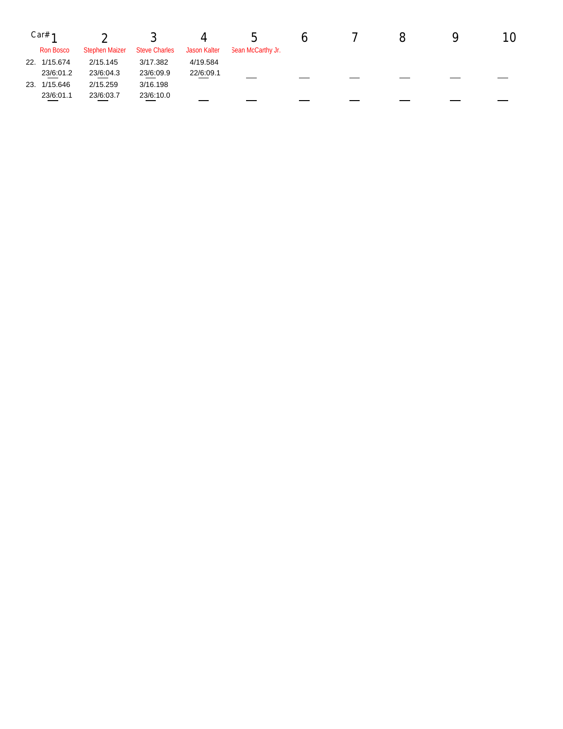| Car# | 1 | 2 | 3 | 4 | 5 | 6 | 7 | 8 | 9 | 10 |
|---|---|---|---|---|---|---|---|---|---|---|
| | Ron Bosco | Stephen Maizer | Steve Charles | Jason Kalter | Sean McCarthy Jr. | | | | | |
| 22. | 1/15.674 | 2/15.145 | 3/17.382 | 4/19.584 | | | | | | |
| | 23/6:01.2 | 23/6:04.3 | 23/6:09.9 | 22/6:09.1 | | | | | | |
| 23. | 1/15.646 | 2/15.259 | 3/16.198 | | | | | | | |
| | 23/6:01.1 | 23/6:03.7 | 23/6:10.0 | | | | | | | |